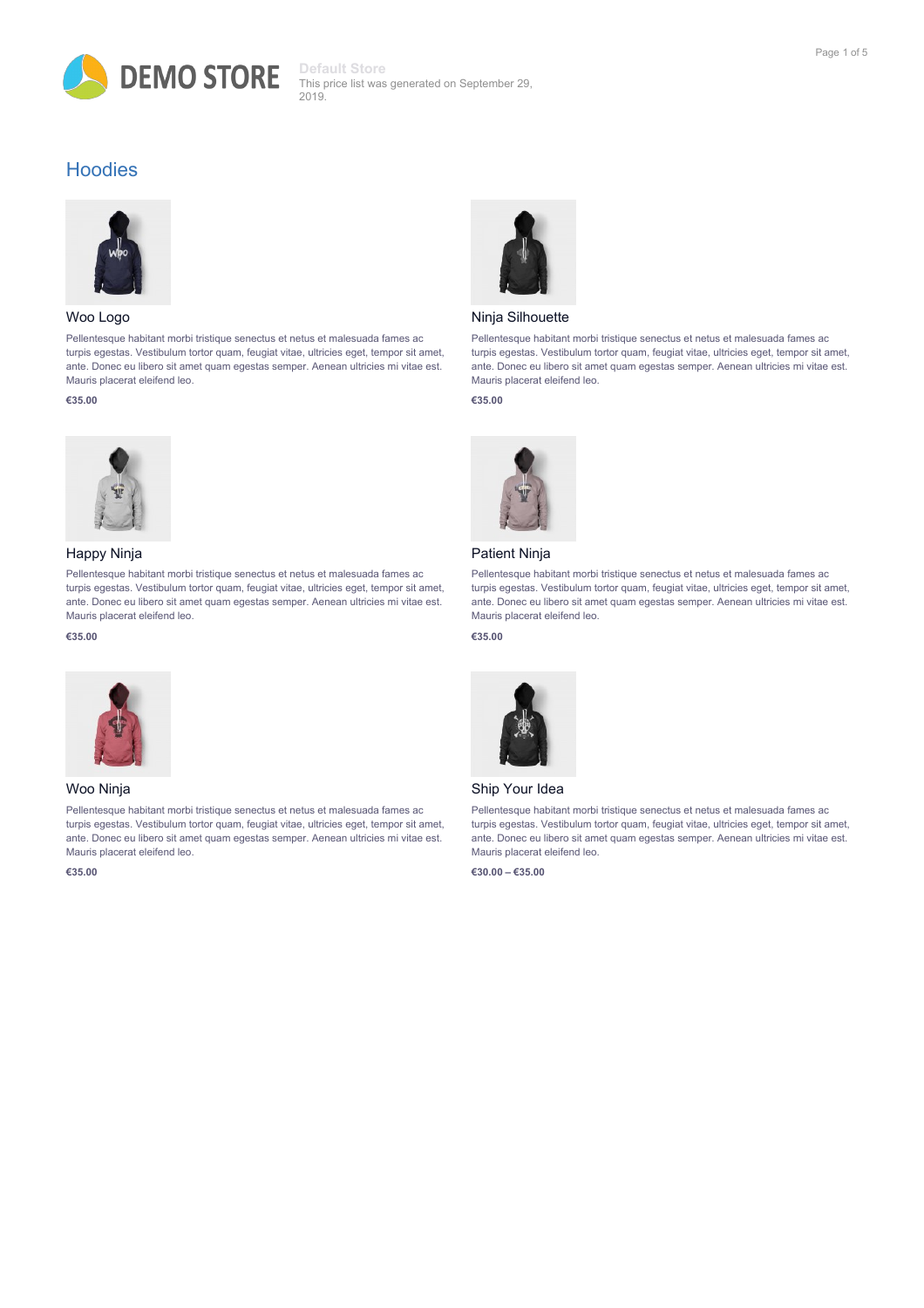DEMO STORE

Default Store
This price list was generated on September 29, 2019.

## Hoodies

### Woo Logo

Pellentesque habitant morbi tristique senectus et netus et malesuada fames ac turpis egestas. Vestibulum tortor quam, feugiat vitae, ultricies eget, tempor sit amet, ante. Donec eu libero sit amet quam egestas semper. Aenean ultricies mi vitae est. Mauris placerat eleifend leo.

**€35.00**

### Ninja Silhouette

Pellentesque habitant morbi tristique senectus et netus et malesuada fames ac turpis egestas. Vestibulum tortor quam, feugiat vitae, ultricies eget, tempor sit amet, ante. Donec eu libero sit amet quam egestas semper. Aenean ultricies mi vitae est. Mauris placerat eleifend leo.

**€35.00**

### Happy Ninja

Pellentesque habitant morbi tristique senectus et netus et malesuada fames ac turpis egestas. Vestibulum tortor quam, feugiat vitae, ultricies eget, tempor sit amet, ante. Donec eu libero sit amet quam egestas semper. Aenean ultricies mi vitae est. Mauris placerat eleifend leo.

**€35.00**

### Patient Ninja

Pellentesque habitant morbi tristique senectus et netus et malesuada fames ac turpis egestas. Vestibulum tortor quam, feugiat vitae, ultricies eget, tempor sit amet, ante. Donec eu libero sit amet quam egestas semper. Aenean ultricies mi vitae est. Mauris placerat eleifend leo.

**€35.00**

### Woo Ninja

Pellentesque habitant morbi tristique senectus et netus et malesuada fames ac turpis egestas. Vestibulum tortor quam, feugiat vitae, ultricies eget, tempor sit amet, ante. Donec eu libero sit amet quam egestas semper. Aenean ultricies mi vitae est. Mauris placerat eleifend leo.

**€35.00**

### Ship Your Idea

Pellentesque habitant morbi tristique senectus et netus et malesuada fames ac turpis egestas. Vestibulum tortor quam, feugiat vitae, ultricies eget, tempor sit amet, ante. Donec eu libero sit amet quam egestas semper. Aenean ultricies mi vitae est. Mauris placerat eleifend leo.

**€30.00 – €35.00**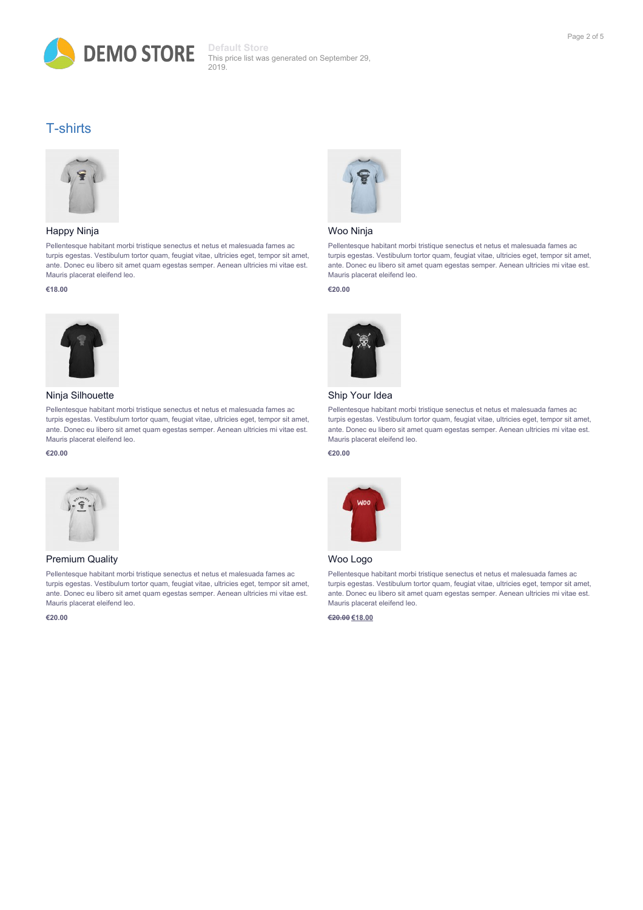DEMO STORE

**Default Store**
This price list was generated on September 29, 2019.

## T-shirts

### Happy Ninja

Pellentesque habitant morbi tristique senectus et netus et malesuada fames ac turpis egestas. Vestibulum tortor quam, feugiat vitae, ultricies eget, tempor sit amet, ante. Donec eu libero sit amet quam egestas semper. Aenean ultricies mi vitae est. Mauris placerat eleifend leo.

**€18.00**

### Woo Ninja

Pellentesque habitant morbi tristique senectus et netus et malesuada fames ac turpis egestas. Vestibulum tortor quam, feugiat vitae, ultricies eget, tempor sit amet, ante. Donec eu libero sit amet quam egestas semper. Aenean ultricies mi vitae est. Mauris placerat eleifend leo.

**€20.00**

### Ninja Silhouette

Pellentesque habitant morbi tristique senectus et netus et malesuada fames ac turpis egestas. Vestibulum tortor quam, feugiat vitae, ultricies eget, tempor sit amet, ante. Donec eu libero sit amet quam egestas semper. Aenean ultricies mi vitae est. Mauris placerat eleifend leo.

**€20.00**

### Ship Your Idea

Pellentesque habitant morbi tristique senectus et netus et malesuada fames ac turpis egestas. Vestibulum tortor quam, feugiat vitae, ultricies eget, tempor sit amet, ante. Donec eu libero sit amet quam egestas semper. Aenean ultricies mi vitae est. Mauris placerat eleifend leo.

**€20.00**

### Premium Quality

Pellentesque habitant morbi tristique senectus et netus et malesuada fames ac turpis egestas. Vestibulum tortor quam, feugiat vitae, ultricies eget, tempor sit amet, ante. Donec eu libero sit amet quam egestas semper. Aenean ultricies mi vitae est. Mauris placerat eleifend leo.

**€20.00**

### Woo Logo

Pellentesque habitant morbi tristique senectus et netus et malesuada fames ac turpis egestas. Vestibulum tortor quam, feugiat vitae, ultricies eget, tempor sit amet, ante. Donec eu libero sit amet quam egestas semper. Aenean ultricies mi vitae est. Mauris placerat eleifend leo.

**~~€20.00~~ €18.00**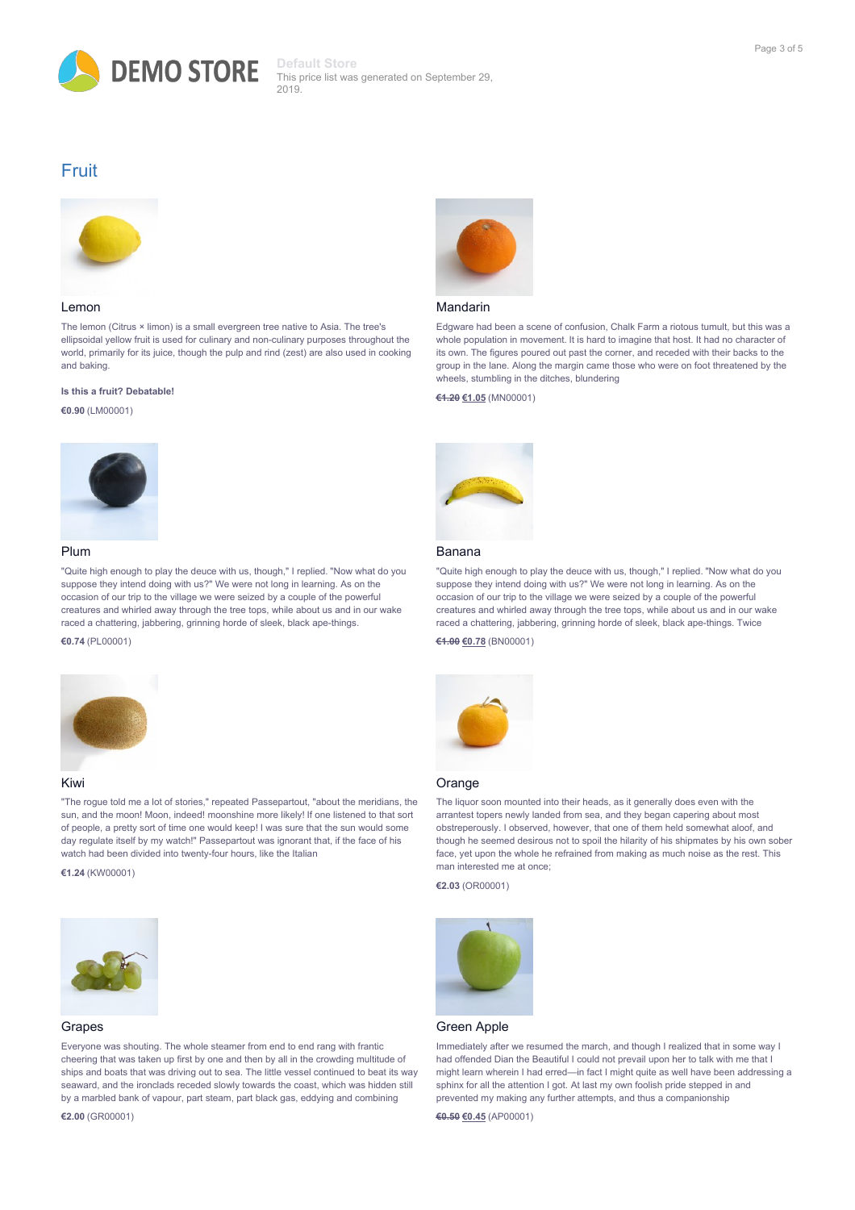DEMO STORE

**Default Store**
This price list was generated on September 29, 2019.

## Fruit

### Lemon

The lemon (Citrus × limon) is a small evergreen tree native to Asia. The tree's ellipsoidal yellow fruit is used for culinary and non-culinary purposes throughout the world, primarily for its juice, though the pulp and rind (zest) are also used in cooking and baking.

**Is this a fruit? Debatable!**

**€0.90** (LM00001)

### Mandarin

Edgware had been a scene of confusion, Chalk Farm a riotous tumult, but this was a whole population in movement. It is hard to imagine that host. It had no character of its own. The figures poured out past the corner, and receded with their backs to the group in the lane. Along the margin came those who were on foot threatened by the wheels, stumbling in the ditches, blundering

~~€1.20~~ **€1.05** (MN00001)

### Plum

"Quite high enough to play the deuce with us, though," I replied. "Now what do you suppose they intend doing with us?" We were not long in learning. As on the occasion of our trip to the village we were seized by a couple of the powerful creatures and whirled away through the tree tops, while about us and in our wake raced a chattering, jabbering, grinning horde of sleek, black ape-things.

**€0.74** (PL00001)

### Banana

"Quite high enough to play the deuce with us, though," I replied. "Now what do you suppose they intend doing with us?" We were not long in learning. As on the occasion of our trip to the village we were seized by a couple of the powerful creatures and whirled away through the tree tops, while about us and in our wake raced a chattering, jabbering, grinning horde of sleek, black ape-things. Twice

~~€1.00~~ **€0.78** (BN00001)

### Kiwi

"The rogue told me a lot of stories," repeated Passepartout, "about the meridians, the sun, and the moon! Moon, indeed! moonshine more likely! If one listened to that sort of people, a pretty sort of time one would keep! I was sure that the sun would some day regulate itself by my watch!" Passepartout was ignorant that, if the face of his watch had been divided into twenty-four hours, like the Italian

**€1.24** (KW00001)

### Orange

The liquor soon mounted into their heads, as it generally does even with the arrantest topers newly landed from sea, and they began capering about most obstreperously. I observed, however, that one of them held somewhat aloof, and though he seemed desirous not to spoil the hilarity of his shipmates by his own sober face, yet upon the whole he refrained from making as much noise as the rest. This man interested me at once;

**€2.03** (OR00001)

### Grapes

Everyone was shouting. The whole steamer from end to end rang with frantic cheering that was taken up first by one and then by all in the crowding multitude of ships and boats that was driving out to sea. The little vessel continued to beat its way seaward, and the ironclads receded slowly towards the coast, which was hidden still by a marbled bank of vapour, part steam, part black gas, eddying and combining

**€2.00** (GR00001)

### Green Apple

Immediately after we resumed the march, and though I realized that in some way I had offended Dian the Beautiful I could not prevail upon her to talk with me that I might learn wherein I had erred—in fact I might quite as well have been addressing a sphinx for all the attention I got. At last my own foolish pride stepped in and prevented my making any further attempts, and thus a companionship

~~€0.50~~ **€0.45** (AP00001)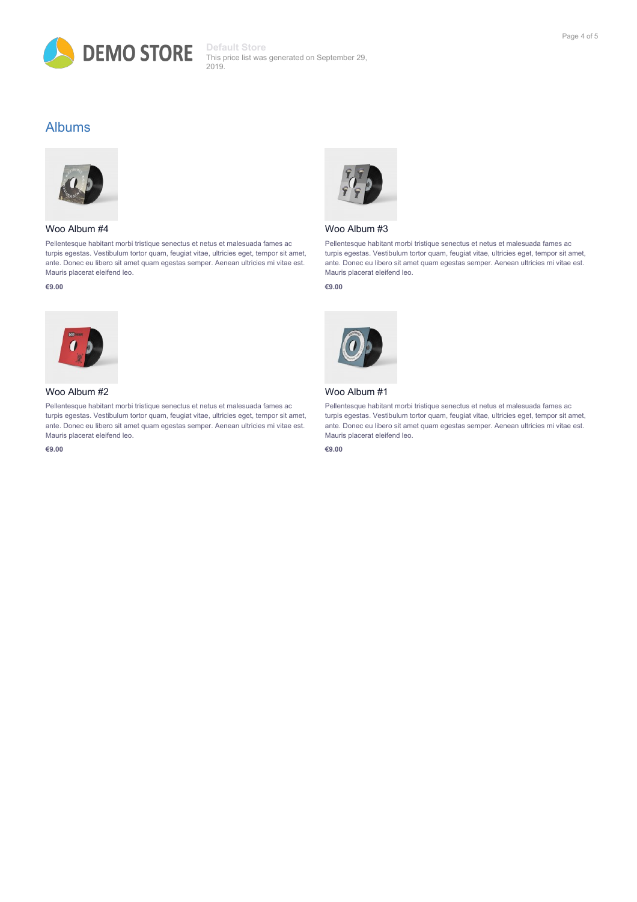DEMO STORE

**Default Store**
This price list was generated on September 29, 2019.

## Albums

### Woo Album #4

Pellentesque habitant morbi tristique senectus et netus et malesuada fames ac turpis egestas. Vestibulum tortor quam, feugiat vitae, ultricies eget, tempor sit amet, ante. Donec eu libero sit amet quam egestas semper. Aenean ultricies mi vitae est. Mauris placerat eleifend leo.

**€9.00**

### Woo Album #3

Pellentesque habitant morbi tristique senectus et netus et malesuada fames ac turpis egestas. Vestibulum tortor quam, feugiat vitae, ultricies eget, tempor sit amet, ante. Donec eu libero sit amet quam egestas semper. Aenean ultricies mi vitae est. Mauris placerat eleifend leo.

**€9.00**

### Woo Album #2

Pellentesque habitant morbi tristique senectus et netus et malesuada fames ac turpis egestas. Vestibulum tortor quam, feugiat vitae, ultricies eget, tempor sit amet, ante. Donec eu libero sit amet quam egestas semper. Aenean ultricies mi vitae est. Mauris placerat eleifend leo.

**€9.00**

### Woo Album #1

Pellentesque habitant morbi tristique senectus et netus et malesuada fames ac turpis egestas. Vestibulum tortor quam, feugiat vitae, ultricies eget, tempor sit amet, ante. Donec eu libero sit amet quam egestas semper. Aenean ultricies mi vitae est. Mauris placerat eleifend leo.

**€9.00**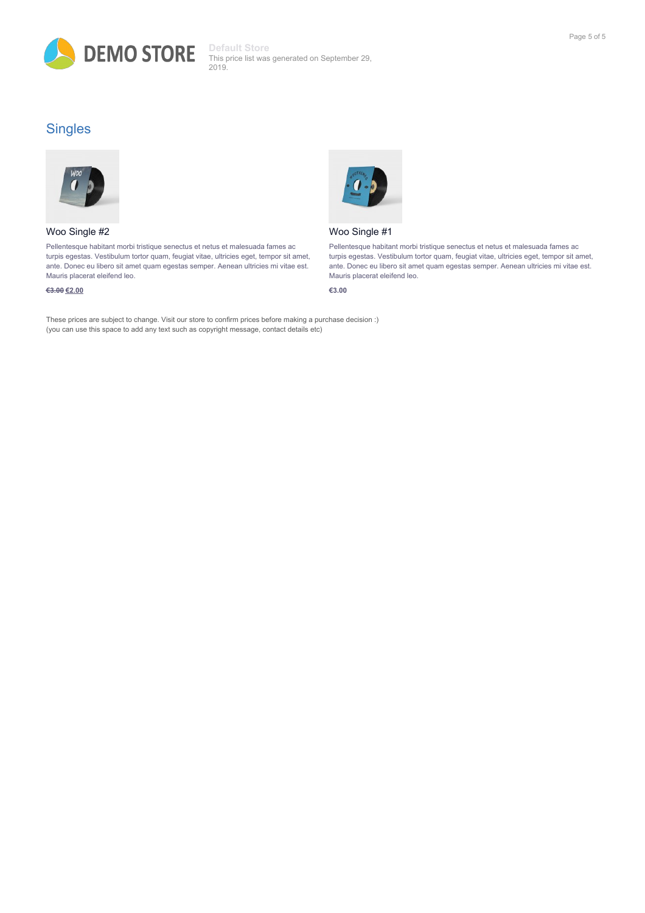DEMO STORE

Default Store

This price list was generated on September 29, 2019.

## Singles

### Woo Single #2

Pellentesque habitant morbi tristique senectus et netus et malesuada fames ac turpis egestas. Vestibulum tortor quam, feugiat vitae, ultricies eget, tempor sit amet, ante. Donec eu libero sit amet quam egestas semper. Aenean ultricies mi vitae est. Mauris placerat eleifend leo.

~~€3.00~~ **€2.00**

### Woo Single #1

Pellentesque habitant morbi tristique senectus et netus et malesuada fames ac turpis egestas. Vestibulum tortor quam, feugiat vitae, ultricies eget, tempor sit amet, ante. Donec eu libero sit amet quam egestas semper. Aenean ultricies mi vitae est. Mauris placerat eleifend leo.

**€3.00**

These prices are subject to change. Visit our store to confirm prices before making a purchase decision :)
(you can use this space to add any text such as copyright message, contact details etc)